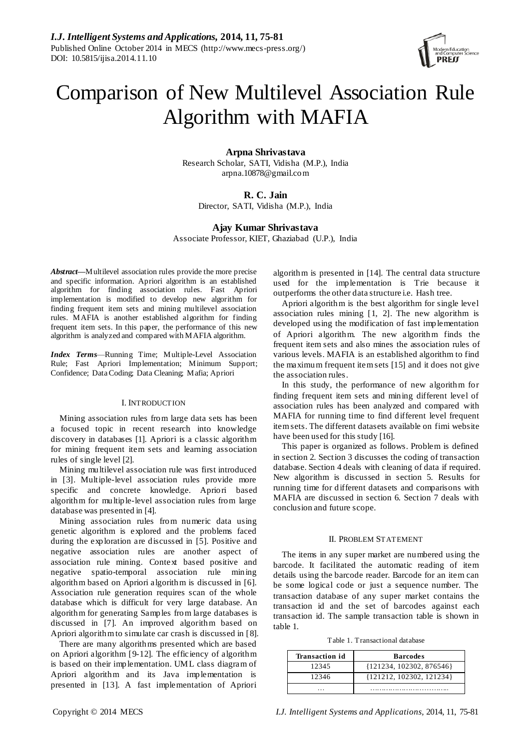# Comparison of New Multilevel Association Rule Algorithm with MAFIA

**Arpna Shrivastava**
Research Scholar, SATI, Vidisha (M.P.), India
arpna.10878@gmail.com

**R. C. Jain**
Director, SATI, Vidisha (M.P.), India

**Ajay Kumar Shrivastava**
Associate Professor, KIET, Ghaziabad (U.P.), India

***Abstract*—**Multilevel association rules provide the more precise and specific information. Apriori algorithm is an established algorithm for finding association rules. Fast Apriori implementation is modified to develop new algorithm for finding frequent item sets and mining multilevel association rules. MAFIA is another established algorithm for finding frequent item sets. In this paper, the performance of this new algorithm is analyzed and compared with MAFIA algorithm.

***Index Terms*—**Running Time; Multiple-Level Association Rule; Fast Apriori Implementation; Minimum Support; Confidence; Data Coding; Data Cleaning; Mafia; Apriori

## I. INTRODUCTION

Mining association rules from large data sets has been a focused topic in recent research into knowledge discovery in databases [1]. Apriori is a classic algorithm for mining frequent item sets and learning association rules of single level [2].

Mining multilevel association rule was first introduced in [3]. Multiple-level association rules provide more specific and concrete knowledge. Apriori based algorithm for multiple-level association rules from large database was presented in [4].

Mining association rules from numeric data using genetic algorithm is explored and the problems faced during the exploration are discussed in [5]. Positive and negative association rules are another aspect of association rule mining. Context based positive and negative spatio-temporal association rule mining algorithm based on Apriori algorithm is discussed in [6]. Association rule generation requires scan of the whole database which is difficult for very large database. An algorithm for generating Samples from large databases is discussed in [7]. An improved algorithm based on Apriori algorithm to simulate car crash is discussed in [8].

There are many algorithms presented which are based on Apriori algorithm [9-12]. The efficiency of algorithm is based on their implementation. UML class diagram of Apriori algorithm and its Java implementation is presented in [13]. A fast implementation of Apriori algorithm is presented in [14]. The central data structure used for the implementation is Trie because it outperforms the other data structure i.e. Hash tree.

Apriori algorithm is the best algorithm for single level association rules mining [1, 2]. The new algorithm is developed using the modification of fast implementation of Apriori algorithm. The new algorithm finds the frequent item sets and also mines the association rules of various levels. MAFIA is an established algorithm to find the maximum frequent item sets [15] and it does not give the association rules.

In this study, the performance of new algorithm for finding frequent item sets and mining different level of association rules has been analyzed and compared with MAFIA for running time to find different level frequent item sets. The different datasets available on fimi website have been used for this study [16].

This paper is organized as follows. Problem is defined in section 2. Section 3 discusses the coding of transaction database. Section 4 deals with cleaning of data if required. New algorithm is discussed in section 5. Results for running time for different datasets and comparisons with MAFIA are discussed in section 6. Section 7 deals with conclusion and future scope.

## II. PROBLEM STATEMENT

The items in any super market are numbered using the barcode. It facilitated the automatic reading of item details using the barcode reader. Barcode for an item can be some logical code or just a sequence number. The transaction database of any super market contains the transaction id and the set of barcodes against each transaction id. The sample transaction table is shown in table 1.

Table 1. Transactional database

| Transaction id | Barcodes |
|---|---|
| 12345 | {121234, 102302, 876546} |
| 12346 | {121212, 102302, 121234} |
| … | ……………………………… |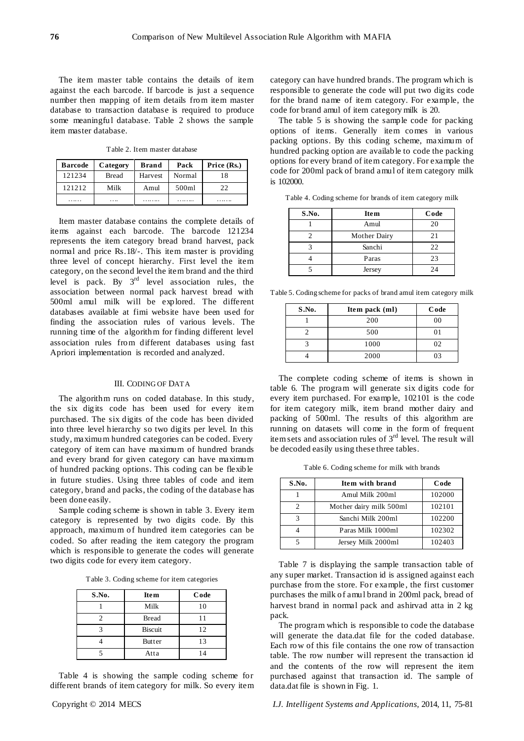The item master table contains the details of item against the each barcode. If barcode is just a sequence number then mapping of item details from item master database to transaction database is required to produce some meaningful database. Table 2 shows the sample item master database.

Table 2. Item master database

| Barcode | Category | Brand | Pack | Price (Rs.) |
|---|---|---|---|---|
| 121234 | Bread | Harvest | Normal | 18 |
| 121212 | Milk | Amul | 500ml | 22 |
| …… | …. | …….. | …….. | ……. |

Item master database contains the complete details of items against each barcode. The barcode 121234 represents the item category bread brand harvest, pack normal and price Rs.18/-. This item master is providing three level of concept hierarchy. First level the item category, on the second level the item brand and the third level is pack. By 3rd level association rules, the association between normal pack harvest bread with 500ml amul milk will be explored. The different databases available at fimi website have been used for finding the association rules of various levels. The running time of the algorithm for finding different level association rules from different databases using fast Apriori implementation is recorded and analyzed.

## III. Coding of Data

The algorithm runs on coded database. In this study, the six digits code has been used for every item purchased. The six digits of the code has been divided into three level hierarchy so two digits per level. In this study, maximum hundred categories can be coded. Every category of item can have maximum of hundred brands and every brand for given category can have maximum of hundred packing options. This coding can be flexible in future studies. Using three tables of code and item category, brand and packs, the coding of the database has been done easily.

Sample coding scheme is shown in table 3. Every item category is represented by two digits code. By this approach, maximum of hundred item categories can be coded. So after reading the item category the program which is responsible to generate the codes will generate two digits code for every item category.

Table 3. Coding scheme for item categories

| S.No. | Item | Code |
|---|---|---|
| 1 | Milk | 10 |
| 2 | Bread | 11 |
| 3 | Biscuit | 12 |
| 4 | Butter | 13 |
| 5 | Atta | 14 |

Table 4 is showing the sample coding scheme for different brands of item category for milk. So every item category can have hundred brands. The program which is responsible to generate the code will put two digits code for the brand name of item category. For example, the code for brand amul of item category milk is 20.

The table 5 is showing the sample code for packing options of items. Generally item comes in various packing options. By this coding scheme, maximum of hundred packing option are available to code the packing options for every brand of item category. For example the code for 200ml pack of brand amul of item category milk is 102000.

Table 4. Coding scheme for brands of item category milk

| S.No. | Item | Code |
|---|---|---|
| 1 | Amul | 20 |
| 2 | Mother Dairy | 21 |
| 3 | Sanchi | 22 |
| 4 | Paras | 23 |
| 5 | Jersey | 24 |

Table 5. Coding scheme for packs of brand amul item category milk

| S.No. | Item pack (ml) | Code |
|---|---|---|
| 1 | 200 | 00 |
| 2 | 500 | 01 |
| 3 | 1000 | 02 |
| 4 | 2000 | 03 |

The complete coding scheme of items is shown in table 6. The program will generate six digits code for every item purchased. For example, 102101 is the code for item category milk, item brand mother dairy and packing of 500ml. The results of this algorithm are running on datasets will come in the form of frequent item sets and association rules of 3rd level. The result will be decoded easily using these three tables.

Table 6. Coding scheme for milk with brands

| S.No. | Item with brand | Code |
|---|---|---|
| 1 | Amul Milk 200ml | 102000 |
| 2 | Mother dairy milk 500ml | 102101 |
| 3 | Sanchi Milk 200ml | 102200 |
| 4 | Paras Milk 1000ml | 102302 |
| 5 | Jersey Milk 2000ml | 102403 |

Table 7 is displaying the sample transaction table of any super market. Transaction id is assigned against each purchase from the store. For example, the first customer purchases the milk of amul brand in 200ml pack, bread of harvest brand in normal pack and ashirvad atta in 2 kg pack.

The program which is responsible to code the database will generate the data.dat file for the coded database. Each row of this file contains the one row of transaction table. The row number will represent the transaction id and the contents of the row will represent the item purchased against that transaction id. The sample of data.dat file is shown in Fig. 1.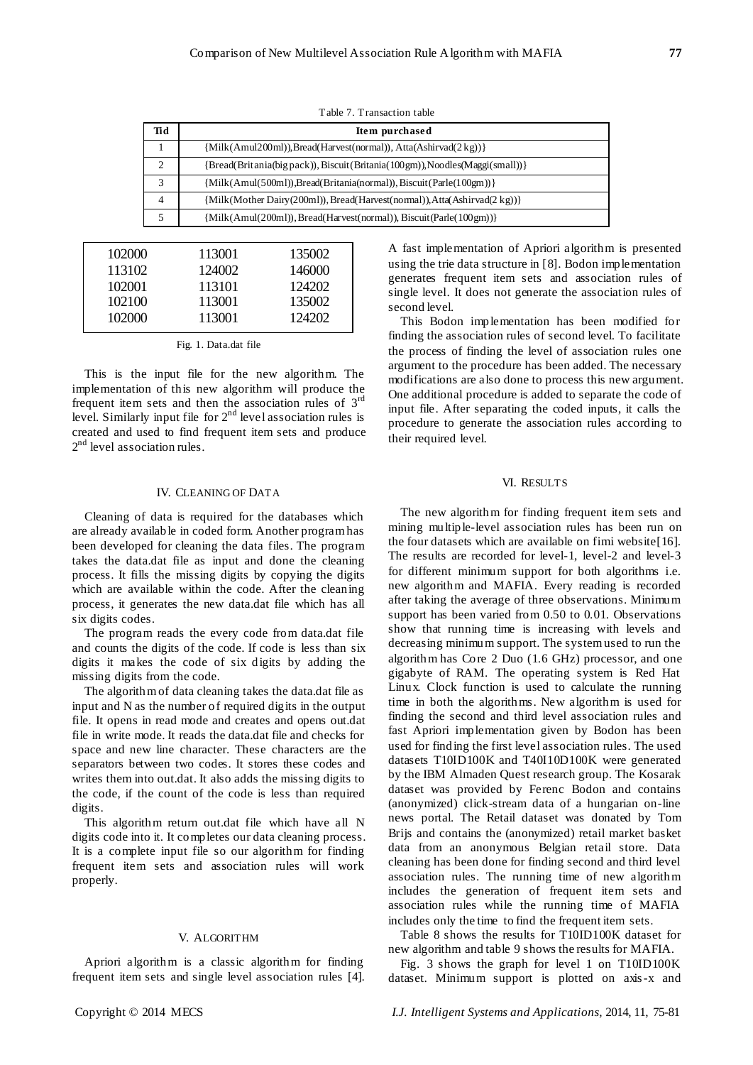Table 7. Transaction table

| Tid | Item purchased |
|---|---|
| 1 | {Milk(Amul200ml)),Bread(Harvest(normal)), Atta(Ashirvad(2 kg))} |
| 2 | {Bread(Britania(big pack)), Biscuit(Britania(100gm)),Noodles(Maggi(small))} |
| 3 | {Milk(Amul(500ml)),Bread(Britania(normal)), Biscuit(Parle(100gm))} |
| 4 | {Milk(Mother Dairy(200ml)), Bread(Harvest(normal)),Atta(Ashirvad(2 kg))} |
| 5 | {Milk(Amul(200ml)), Bread(Harvest(normal)), Biscuit(Parle(100gm))} |

```
102000    113001    135002
113102    124002    146000
102001    113101    124202
102100    113001    135002
102000    113001    124202
```

Fig. 1. Data.dat file

This is the input file for the new algorithm. The implementation of this new algorithm will produce the frequent item sets and then the association rules of 3rd level. Similarly input file for 2nd level association rules is created and used to find frequent item sets and produce 2nd level association rules.

## IV. Cleaning of Data

Cleaning of data is required for the databases which are already available in coded form. Another program has been developed for cleaning the data files. The program takes the data.dat file as input and done the cleaning process. It fills the missing digits by copying the digits which are available within the code. After the cleaning process, it generates the new data.dat file which has all six digits codes.

The program reads the every code from data.dat file and counts the digits of the code. If code is less than six digits it makes the code of six digits by adding the missing digits from the code.

The algorithm of data cleaning takes the data.dat file as input and N as the number of required digits in the output file. It opens in read mode and creates and opens out.dat file in write mode. It reads the data.dat file and checks for space and new line character. These characters are the separators between two codes. It stores these codes and writes them into out.dat. It also adds the missing digits to the code, if the count of the code is less than required digits.

This algorithm return out.dat file which have all N digits code into it. It completes our data cleaning process. It is a complete input file so our algorithm for finding frequent item sets and association rules will work properly.

## V. Algorithm

Apriori algorithm is a classic algorithm for finding frequent item sets and single level association rules [4]. A fast implementation of Apriori algorithm is presented using the trie data structure in [8]. Bodon implementation generates frequent item sets and association rules of single level. It does not generate the association rules of second level.

This Bodon implementation has been modified for finding the association rules of second level. To facilitate the process of finding the level of association rules one argument to the procedure has been added. The necessary modifications are also done to process this new argument. One additional procedure is added to separate the code of input file. After separating the coded inputs, it calls the procedure to generate the association rules according to their required level.

## VI. Results

The new algorithm for finding frequent item sets and mining multiple-level association rules has been run on the four datasets which are available on fimi website[16]. The results are recorded for level-1, level-2 and level-3 for different minimum support for both algorithms i.e. new algorithm and MAFIA. Every reading is recorded after taking the average of three observations. Minimum support has been varied from 0.50 to 0.01. Observations show that running time is increasing with levels and decreasing minimum support. The system used to run the algorithm has Core 2 Duo (1.6 GHz) processor, and one gigabyte of RAM. The operating system is Red Hat Linux. Clock function is used to calculate the running time in both the algorithms. New algorithm is used for finding the second and third level association rules and fast Apriori implementation given by Bodon has been used for finding the first level association rules. The used datasets T10ID100K and T40I10D100K were generated by the IBM Almaden Quest research group. The Kosarak dataset was provided by Ferenc Bodon and contains (anonymized) click-stream data of a hungarian on-line news portal. The Retail dataset was donated by Tom Brijs and contains the (anonymized) retail market basket data from an anonymous Belgian retail store. Data cleaning has been done for finding second and third level association rules. The running time of new algorithm includes the generation of frequent item sets and association rules while the running time of MAFIA includes only the time to find the frequent item sets.

Table 8 shows the results for T10ID100K dataset for new algorithm and table 9 shows the results for MAFIA.

Fig. 3 shows the graph for level 1 on T10ID100K dataset. Minimum support is plotted on axis-x and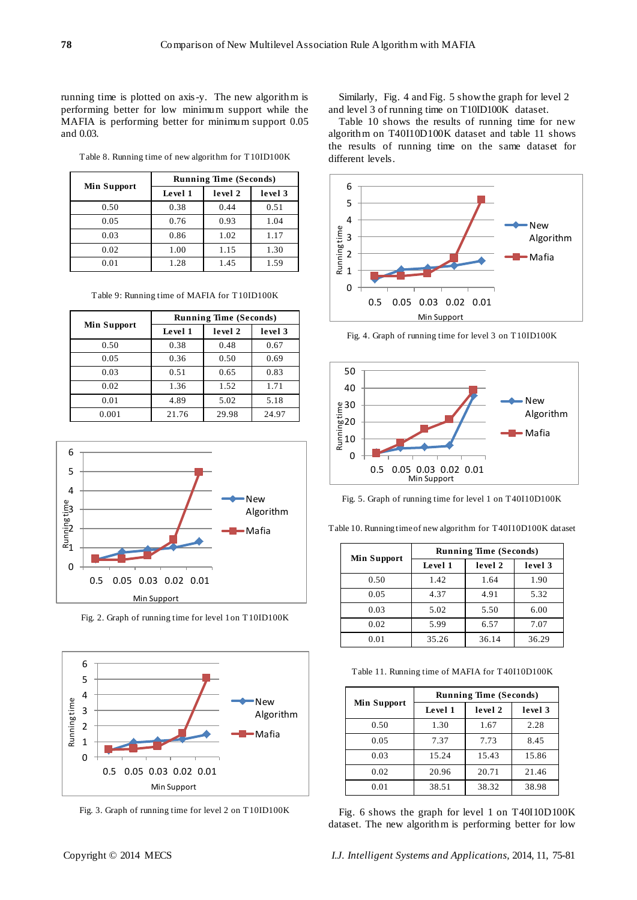running time is plotted on axis-y. The new algorithm is performing better for low minimum support while the MAFIA is performing better for minimum support 0.05 and 0.03.

Table 8. Running time of new algorithm for T10ID100K

| Min Support | Running Time (Seconds) | | |
|---|---|---|---|
| | Level 1 | level 2 | level 3 |
| 0.50 | 0.38 | 0.44 | 0.51 |
| 0.05 | 0.76 | 0.93 | 1.04 |
| 0.03 | 0.86 | 1.02 | 1.17 |
| 0.02 | 1.00 | 1.15 | 1.30 |
| 0.01 | 1.28 | 1.45 | 1.59 |

Table 9: Running time of MAFIA for T10ID100K

| Min Support | Running Time (Seconds) | | |
|---|---|---|---|
| | Level 1 | level 2 | level 3 |
| 0.50 | 0.38 | 0.48 | 0.67 |
| 0.05 | 0.36 | 0.50 | 0.69 |
| 0.03 | 0.51 | 0.65 | 0.83 |
| 0.02 | 1.36 | 1.52 | 1.71 |
| 0.01 | 4.89 | 5.02 | 5.18 |
| 0.001 | 21.76 | 29.98 | 24.97 |

Fig. 2. Graph of running time for level 1 on T10ID100K

Fig. 3. Graph of running time for level 2 on T10ID100K

Similarly, Fig. 4 and Fig. 5 show the graph for level 2 and level 3 of running time on T10ID100K dataset.

Table 10 shows the results of running time for new algorithm on T40I10D100K dataset and table 11 shows the results of running time on the same dataset for different levels.

Fig. 4. Graph of running time for level 3 on T10ID100K

Fig. 5. Graph of running time for level 1 on T40I10D100K

Table 10. Running time of new algorithm for T40I10D100K dataset

| Min Support | Running Time (Seconds) | | |
|---|---|---|---|
| | Level 1 | level 2 | level 3 |
| 0.50 | 1.42 | 1.64 | 1.90 |
| 0.05 | 4.37 | 4.91 | 5.32 |
| 0.03 | 5.02 | 5.50 | 6.00 |
| 0.02 | 5.99 | 6.57 | 7.07 |
| 0.01 | 35.26 | 36.14 | 36.29 |

Table 11. Running time of MAFIA for T40I10D100K

| Min Support | Running Time (Seconds) | | |
|---|---|---|---|
| | Level 1 | level 2 | level 3 |
| 0.50 | 1.30 | 1.67 | 2.28 |
| 0.05 | 7.37 | 7.73 | 8.45 |
| 0.03 | 15.24 | 15.43 | 15.86 |
| 0.02 | 20.96 | 20.71 | 21.46 |
| 0.01 | 38.51 | 38.32 | 38.98 |

Fig. 6 shows the graph for level 1 on T40I10D100K dataset. The new algorithm is performing better for low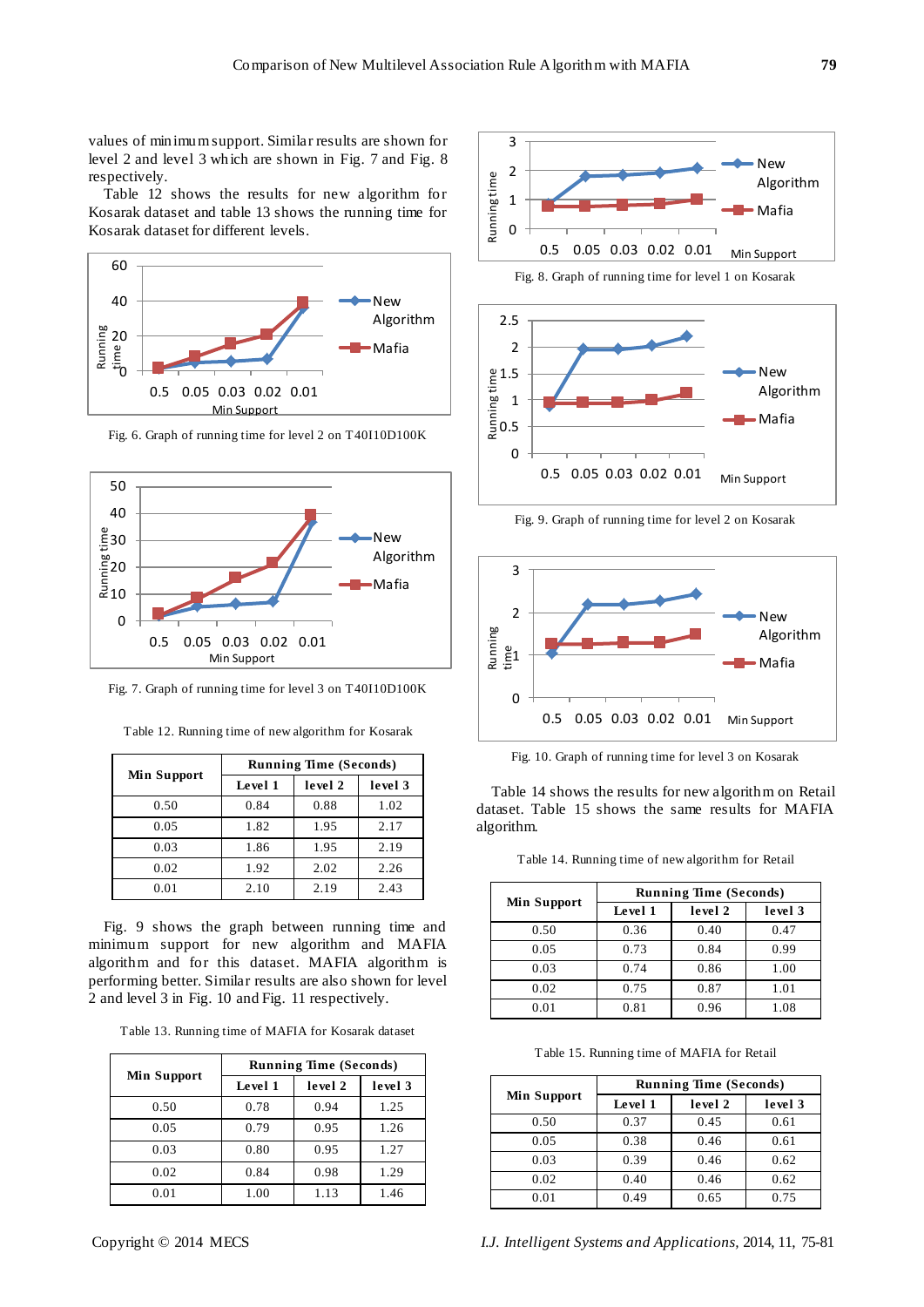values of minimum support. Similar results are shown for level 2 and level 3 which are shown in Fig. 7 and Fig. 8 respectively.

Table 12 shows the results for new algorithm for Kosarak dataset and table 13 shows the running time for Kosarak dataset for different levels.

Fig. 6. Graph of running time for level 2 on T40I10D100K

Fig. 7. Graph of running time for level 3 on T40I10D100K

Table 12. Running time of new algorithm for Kosarak

| Min Support | Running Time (Seconds) | | |
|---|---|---|---|
| | Level 1 | level 2 | level 3 |
| 0.50 | 0.84 | 0.88 | 1.02 |
| 0.05 | 1.82 | 1.95 | 2.17 |
| 0.03 | 1.86 | 1.95 | 2.19 |
| 0.02 | 1.92 | 2.02 | 2.26 |
| 0.01 | 2.10 | 2.19 | 2.43 |

Fig. 9 shows the graph between running time and minimum support for new algorithm and MAFIA algorithm and for this dataset. MAFIA algorithm is performing better. Similar results are also shown for level 2 and level 3 in Fig. 10 and Fig. 11 respectively.

Table 13. Running time of MAFIA for Kosarak dataset

| Min Support | Running Time (Seconds) | | |
|---|---|---|---|
| | Level 1 | level 2 | level 3 |
| 0.50 | 0.78 | 0.94 | 1.25 |
| 0.05 | 0.79 | 0.95 | 1.26 |
| 0.03 | 0.80 | 0.95 | 1.27 |
| 0.02 | 0.84 | 0.98 | 1.29 |
| 0.01 | 1.00 | 1.13 | 1.46 |

Fig. 8. Graph of running time for level 1 on Kosarak

Fig. 9. Graph of running time for level 2 on Kosarak

Fig. 10. Graph of running time for level 3 on Kosarak

Table 14 shows the results for new algorithm on Retail dataset. Table 15 shows the same results for MAFIA algorithm.

Table 14. Running time of new algorithm for Retail

| Min Support | Running Time (Seconds) | | |
|---|---|---|---|
| | Level 1 | level 2 | level 3 |
| 0.50 | 0.36 | 0.40 | 0.47 |
| 0.05 | 0.73 | 0.84 | 0.99 |
| 0.03 | 0.74 | 0.86 | 1.00 |
| 0.02 | 0.75 | 0.87 | 1.01 |
| 0.01 | 0.81 | 0.96 | 1.08 |

Table 15. Running time of MAFIA for Retail

| Min Support | Running Time (Seconds) | | |
|---|---|---|---|
| | Level 1 | level 2 | level 3 |
| 0.50 | 0.37 | 0.45 | 0.61 |
| 0.05 | 0.38 | 0.46 | 0.61 |
| 0.03 | 0.39 | 0.46 | 0.62 |
| 0.02 | 0.40 | 0.46 | 0.62 |
| 0.01 | 0.49 | 0.65 | 0.75 |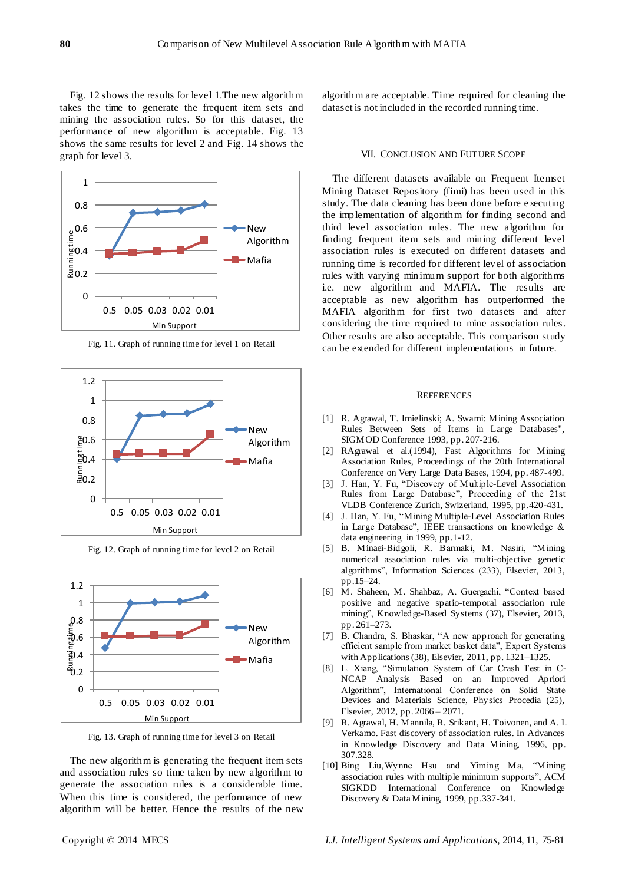Fig. 12 shows the results for level 1.The new algorithm takes the time to generate the frequent item sets and mining the association rules. So for this dataset, the performance of new algorithm is acceptable. Fig. 13 shows the same results for level 2 and Fig. 14 shows the graph for level 3.

Fig. 11. Graph of running time for level 1 on Retail

Fig. 12. Graph of running time for level 2 on Retail

Fig. 13. Graph of running time for level 3 on Retail

The new algorithm is generating the frequent item sets and association rules so time taken by new algorithm to generate the association rules is a considerable time. When this time is considered, the performance of new algorithm will be better. Hence the results of the new algorithm are acceptable. Time required for cleaning the dataset is not included in the recorded running time.

## VII. Conclusion and Future Scope

The different datasets available on Frequent Itemset Mining Dataset Repository (fimi) has been used in this study. The data cleaning has been done before executing the implementation of algorithm for finding second and third level association rules. The new algorithm for finding frequent item sets and mining different level association rules is executed on different datasets and running time is recorded for different level of association rules with varying minimum support for both algorithms i.e. new algorithm and MAFIA. The results are acceptable as new algorithm has outperformed the MAFIA algorithm for first two datasets and after considering the time required to mine association rules. Other results are also acceptable. This comparison study can be extended for different implementations in future.

## References

[1] R. Agrawal, T. Imielinski; A. Swami: Mining Association Rules Between Sets of Items in Large Databases", SIGMOD Conference 1993, pp. 207-216.

[2] RAgrawal et al.(1994), Fast Algorithms for Mining Association Rules, Proceedings of the 20th International Conference on Very Large Data Bases, 1994, pp. 487-499.

[3] J. Han, Y. Fu, "Discovery of Multiple-Level Association Rules from Large Database", Proceeding of the 21st VLDB Conference Zurich, Swizerland, 1995, pp.420-431.

[4] J. Han, Y. Fu, "Mining Multiple-Level Association Rules in Large Database", IEEE transactions on knowledge & data engineering in 1999, pp.1-12.

[5] B. Minaei-Bidgoli, R. Barmaki, M. Nasiri, "Mining numerical association rules via multi-objective genetic algorithms", Information Sciences (233), Elsevier, 2013, pp.15–24.

[6] M. Shaheen, M. Shahbaz, A. Guergachi, "Context based positive and negative spatio-temporal association rule mining", Knowledge-Based Systems (37), Elsevier, 2013, pp. 261–273.

[7] B. Chandra, S. Bhaskar, "A new approach for generating efficient sample from market basket data", Expert Systems with Applications (38), Elsevier, 2011, pp. 1321–1325.

[8] L. Xiang, "Simulation System of Car Crash Test in C-NCAP Analysis Based on an Improved Apriori Algorithm", International Conference on Solid State Devices and Materials Science, Physics Procedia (25), Elsevier, 2012, pp. 2066 – 2071.

[9] R. Agrawal, H. Mannila, R. Srikant, H. Toivonen, and A. I. Verkamo. Fast discovery of association rules. In Advances in Knowledge Discovery and Data Mining, 1996, pp. 307.328.

[10] Bing Liu, Wynne Hsu and Yiming Ma, "Mining association rules with multiple minimum supports", ACM SIGKDD International Conference on Knowledge Discovery & Data Mining, 1999, pp.337-341.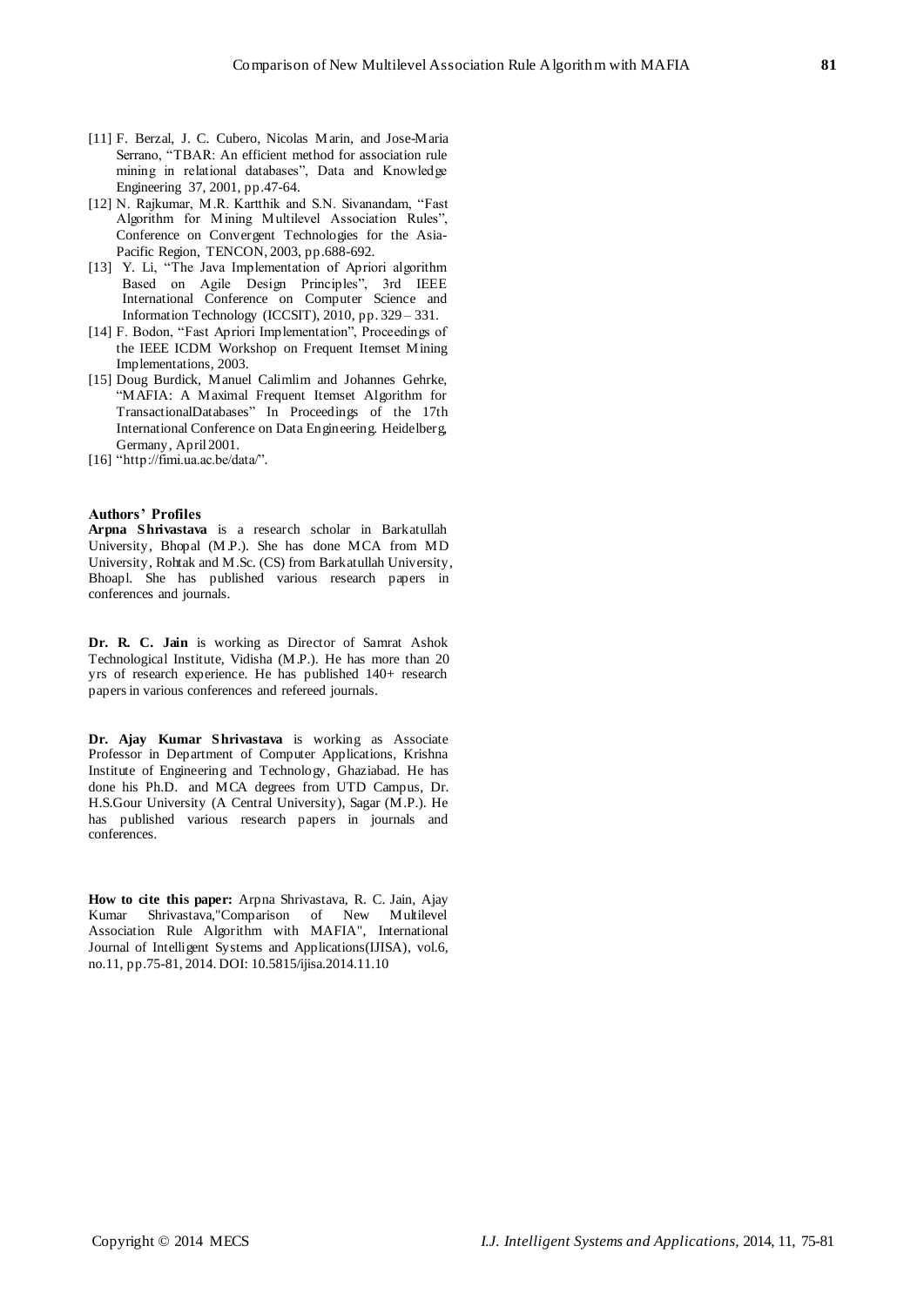[11] F. Berzal, J. C. Cubero, Nicolas Marin, and Jose-Maria Serrano, "TBAR: An efficient method for association rule mining in relational databases", Data and Knowledge Engineering 37, 2001, pp.47-64.

[12] N. Rajkumar, M.R. Kartthik and S.N. Sivanandam, "Fast Algorithm for Mining Multilevel Association Rules", Conference on Convergent Technologies for the Asia-Pacific Region, TENCON, 2003, pp.688-692.

[13] Y. Li, "The Java Implementation of Apriori algorithm Based on Agile Design Principles", 3rd IEEE International Conference on Computer Science and Information Technology (ICCSIT), 2010, pp. 329 – 331.

[14] F. Bodon, "Fast Apriori Implementation", Proceedings of the IEEE ICDM Workshop on Frequent Itemset Mining Implementations, 2003.

[15] Doug Burdick, Manuel Calimlim and Johannes Gehrke, "MAFIA: A Maximal Frequent Itemset Algorithm for TransactionalDatabases" In Proceedings of the 17th International Conference on Data Engineering. Heidelberg, Germany, April 2001.

[16] "http://fimi.ua.ac.be/data/".

**Authors' Profiles**

**Arpna Shrivastava** is a research scholar in Barkatullah University, Bhopal (M.P.). She has done MCA from MD University, Rohtak and M.Sc. (CS) from Barkatullah University, Bhoapl. She has published various research papers in conferences and journals.

**Dr. R. C. Jain** is working as Director of Samrat Ashok Technological Institute, Vidisha (M.P.). He has more than 20 yrs of research experience. He has published 140+ research papers in various conferences and refereed journals.

**Dr. Ajay Kumar Shrivastava** is working as Associate Professor in Department of Computer Applications, Krishna Institute of Engineering and Technology, Ghaziabad. He has done his Ph.D. and MCA degrees from UTD Campus, Dr. H.S.Gour University (A Central University), Sagar (M.P.). He has published various research papers in journals and conferences.

**How to cite this paper:** Arpna Shrivastava, R. C. Jain, Ajay Kumar Shrivastava,"Comparison of New Multilevel Association Rule Algorithm with MAFIA", International Journal of Intelligent Systems and Applications(IJISA), vol.6, no.11, pp.75-81, 2014. DOI: 10.5815/ijisa.2014.11.10